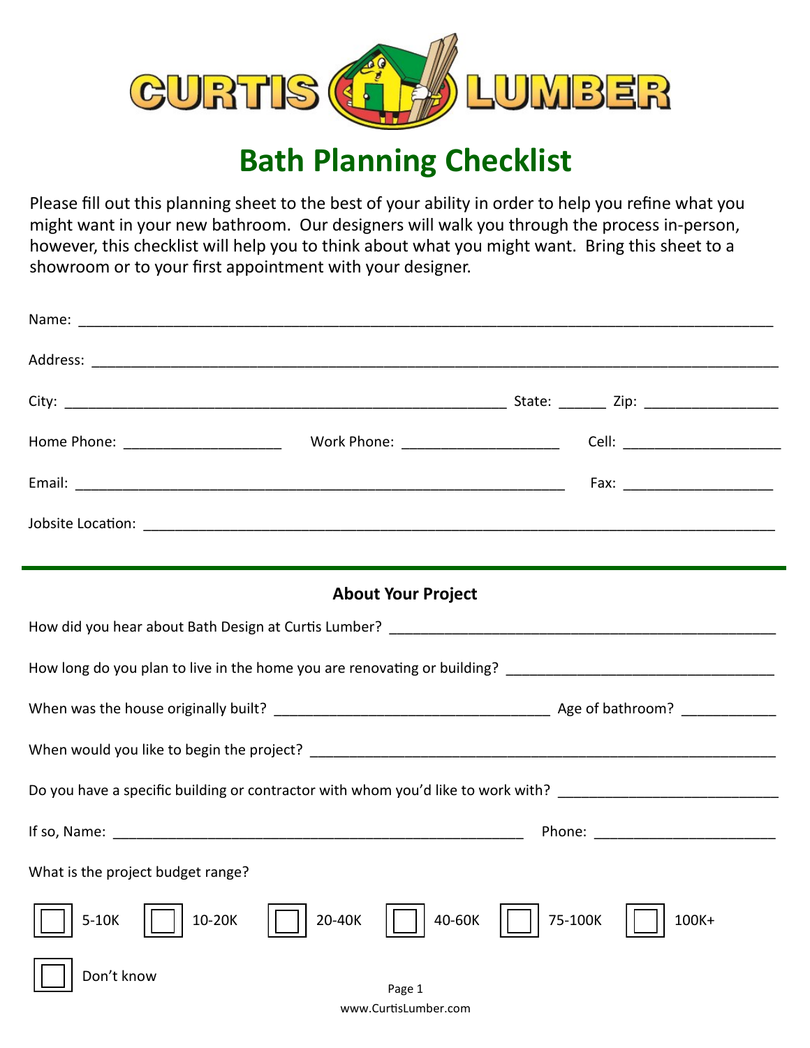# Bath Planning Checklist

Please fill out this planning sheet to the best of your ability in order to help you refine what you might want in your new bathroom. Our designers will walk you through the process in-person, however, this checklist will help you to think about what you might want. Bring this sheet to a showroom or to your first appointment with your designer.

Name: ______________________________________________________________________________

Address: ____________________________________________________________________________

City: ______________________________________________________ State: ______ Zip: ________________

Home Phone: ___________________ Work Phone: ___________________ Cell: ___________________

Email: ____________________________________________________________ Fax: __________________

Jobsite Location: _____________________________________________________________________

## About Your Project

How did you hear about Bath Design at Curtis Lumber? ___________________________________________

How long do you plan to live in the home you are renovating or building? ________________________________

When was the house originally built? __________________________________ Age of bathroom? ___________

When would you like to begin the project? _________________________________________________________

Do you have a specific building or contractor with whom you'd like to work with? __________________________

If so, Name: __________________________________________________ Phone: ______________________

What is the project budget range?

☐ 5-10K ☐ 10-20K ☐ 20-40K ☐ 40-60K ☐ 75-100K ☐ 100K+

☐ Don't know

www.CurtisLumber.com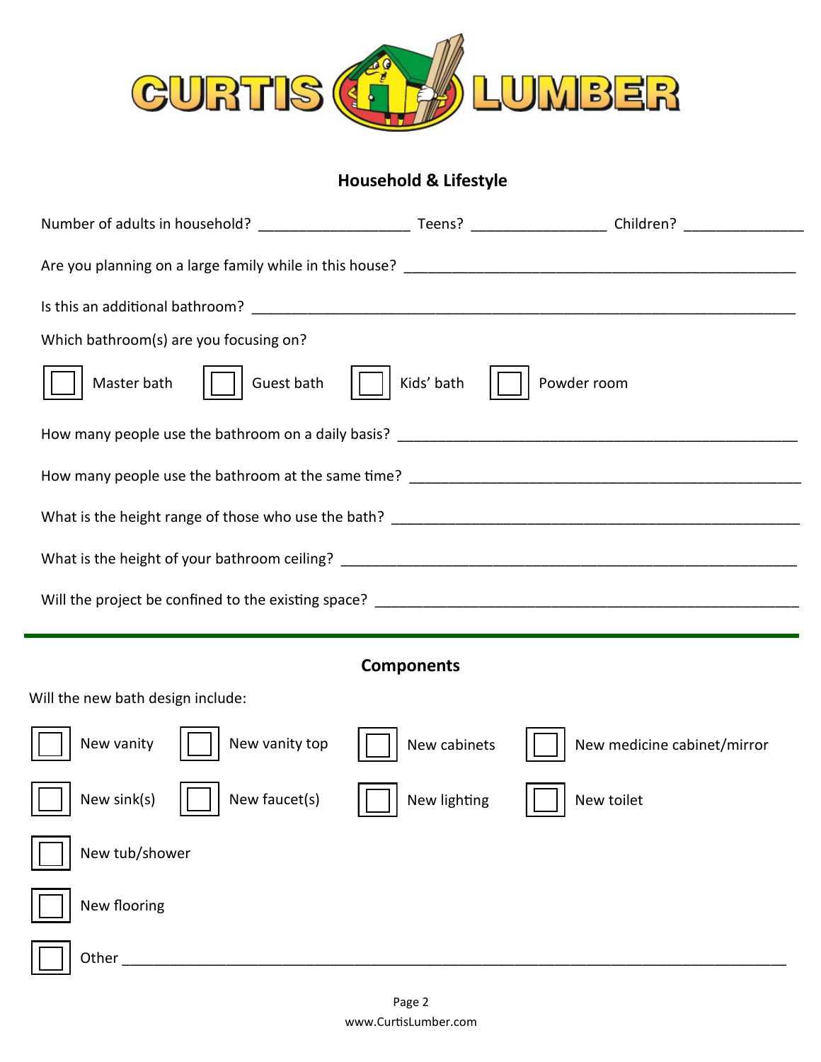CURTIS LUMBER

## Household & Lifestyle

Number of adults in household? __________________ Teens? ________________ Children? ______________

Are you planning on a large family while in this house? _______________________________________________

Is this an additional bathroom? _____________________________________________________________________

Which bathroom(s) are you focusing on?

- [ ] Master bath
- [ ] Guest bath
- [ ] Kids' bath
- [ ] Powder room

How many people use the bathroom on a daily basis? _________________________________________________

How many people use the bathroom at the same time? ________________________________________________

What is the height range of those who use the bath? __________________________________________________

What is the height of your bathroom ceiling? _________________________________________________________

Will the project be confined to the existing space? ____________________________________________________

---

## Components

Will the new bath design include:

- [ ] New vanity
- [ ] New vanity top
- [ ] New cabinets
- [ ] New medicine cabinet/mirror
- [ ] New sink(s)
- [ ] New faucet(s)
- [ ] New lighting
- [ ] New toilet
- [ ] New tub/shower
- [ ] New flooring
- [ ] Other ___________________________________________________________________________________

www.CurtisLumber.com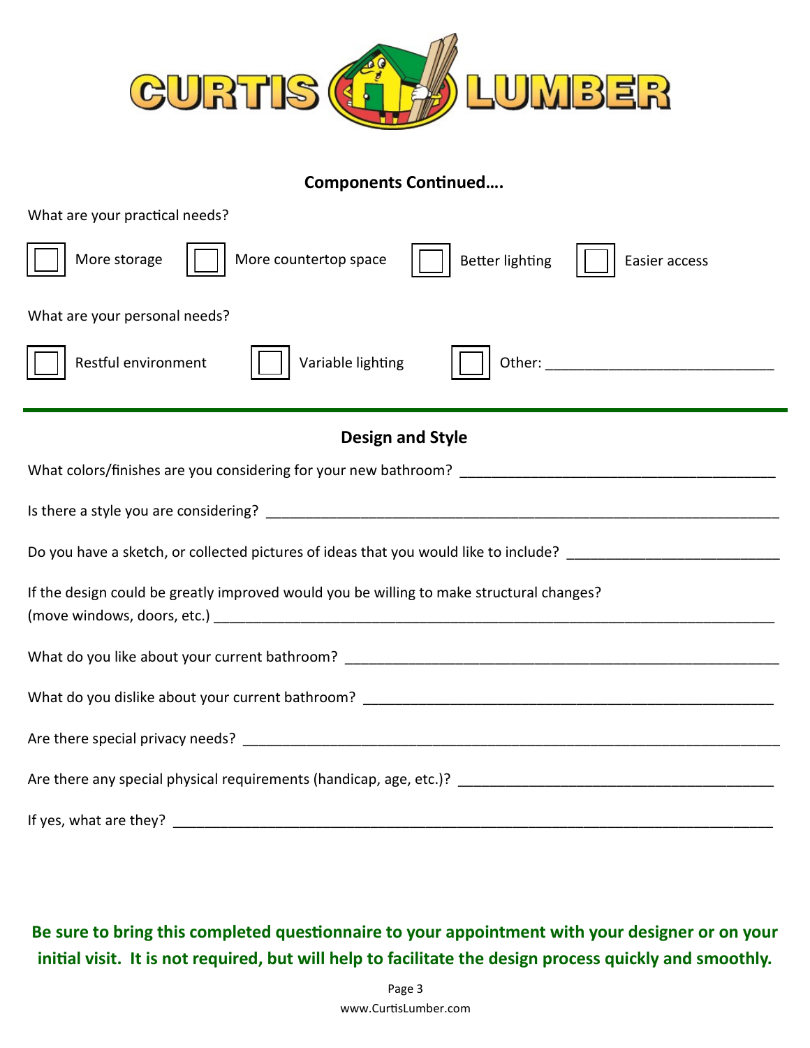CURTIS LUMBER

## Components Continued….

What are your practical needs?

- [ ] More storage
- [ ] More countertop space
- [ ] Better lighting
- [ ] Easier access

What are your personal needs?

- [ ] Restful environment
- [ ] Variable lighting
- [ ] Other: ______________________________

## Design and Style

What colors/finishes are you considering for your new bathroom? ________________________________________

Is there a style you are considering? ________________________________________________________________

Do you have a sketch, or collected pictures of ideas that you would like to include? ___________________________

If the design could be greatly improved would you be willing to make structural changes? (move windows, doors, etc.) ________________________________________________________________________

What do you like about your current bathroom? ____________________________________________________

What do you dislike about your current bathroom? __________________________________________________

Are there special privacy needs? ________________________________________________________________

Are there any special physical requirements (handicap, age, etc.)? ________________________________________

If yes, what are they? _________________________________________________________________________

**Be sure to bring this completed questionnaire to your appointment with your designer or on your initial visit. It is not required, but will help to facilitate the design process quickly and smoothly.**

www.CurtisLumber.com